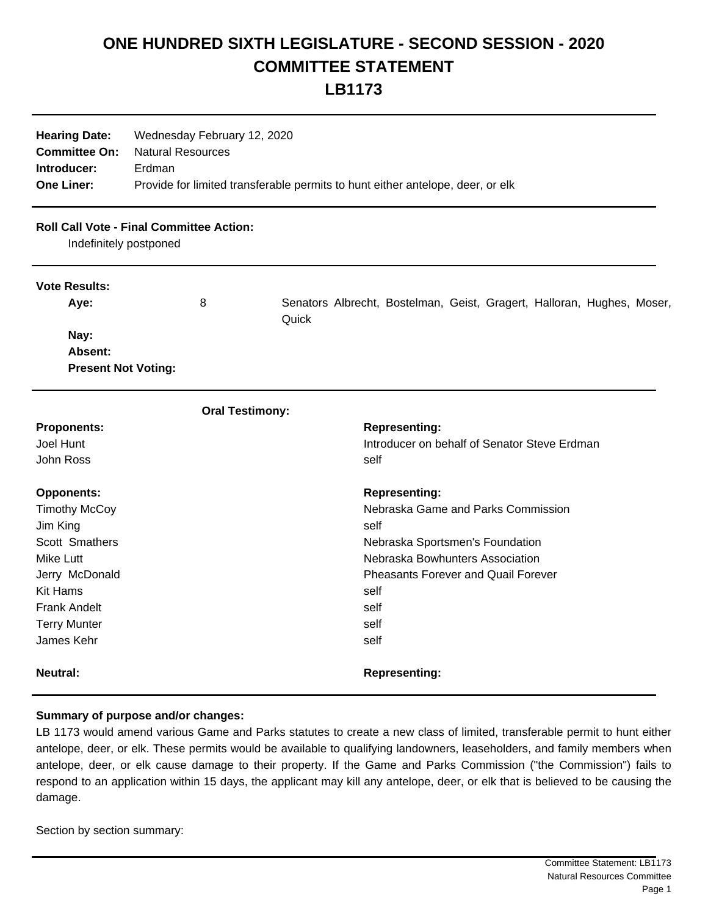# ONE HUNDRED SIXTH LEGISLATURE - SECOND SESSION - 2020
# COMMITTEE STATEMENT
# LB1173

**Hearing Date:** Wednesday February 12, 2020
**Committee On:** Natural Resources
**Introducer:** Erdman
**One Liner:** Provide for limited transferable permits to hunt either antelope, deer, or elk

**Roll Call Vote - Final Committee Action:**

Indefinitely postponed

**Vote Results:**

| | | |
|---|---|---|
| **Aye:** | 8 | Senators Albrecht, Bostelman, Geist, Gragert, Halloran, Hughes, Moser, Quick |
| **Nay:** | | |
| **Absent:** | | |
| **Present Not Voting:** | | |

**Oral Testimony:**

| **Proponents:** | **Representing:** |
|---|---|
| Joel Hunt | Introducer on behalf of Senator Steve Erdman |
| John Ross | self |

| **Opponents:** | **Representing:** |
|---|---|
| Timothy McCoy | Nebraska Game and Parks Commission |
| Jim King | self |
| Scott Smathers | Nebraska Sportsmen's Foundation |
| Mike Lutt | Nebraska Bowhunters Association |
| Jerry McDonald | Pheasants Forever and Quail Forever |
| Kit Hams | self |
| Frank Andelt | self |
| Terry Munter | self |
| James Kehr | self |

| **Neutral:** | **Representing:** |
|---|---|

**Summary of purpose and/or changes:**

LB 1173 would amend various Game and Parks statutes to create a new class of limited, transferable permit to hunt either antelope, deer, or elk. These permits would be available to qualifying landowners, leaseholders, and family members when antelope, deer, or elk cause damage to their property. If the Game and Parks Commission ("the Commission") fails to respond to an application within 15 days, the applicant may kill any antelope, deer, or elk that is believed to be causing the damage.

Section by section summary: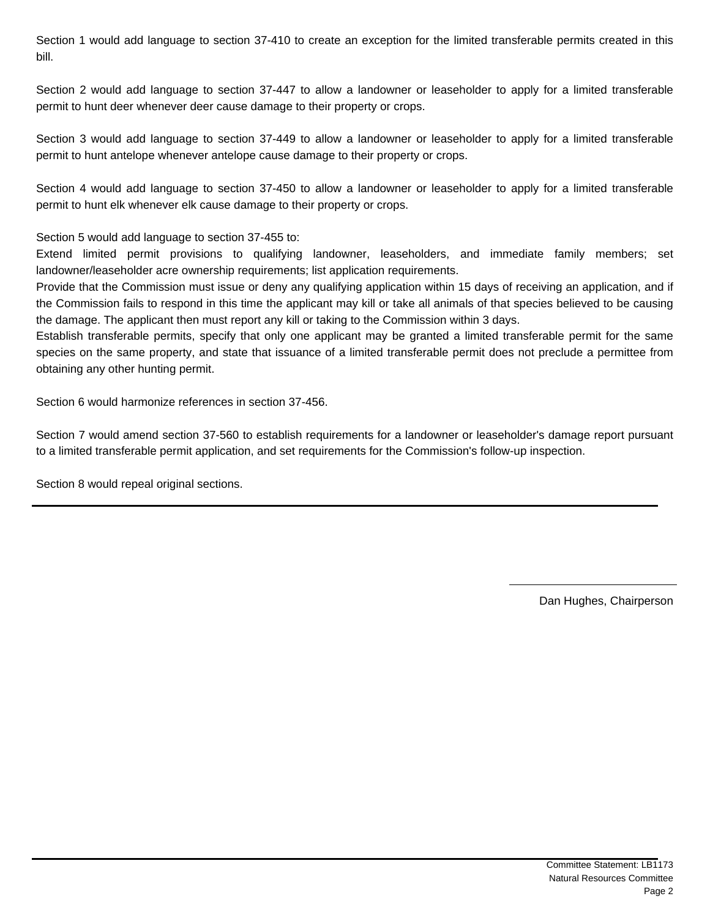Section 1 would add language to section 37-410 to create an exception for the limited transferable permits created in this bill.

Section 2 would add language to section 37-447 to allow a landowner or leaseholder to apply for a limited transferable permit to hunt deer whenever deer cause damage to their property or crops.

Section 3 would add language to section 37-449 to allow a landowner or leaseholder to apply for a limited transferable permit to hunt antelope whenever antelope cause damage to their property or crops.

Section 4 would add language to section 37-450 to allow a landowner or leaseholder to apply for a limited transferable permit to hunt elk whenever elk cause damage to their property or crops.

Section 5 would add language to section 37-455 to:
Extend limited permit provisions to qualifying landowner, leaseholders, and immediate family members; set landowner/leaseholder acre ownership requirements; list application requirements.
Provide that the Commission must issue or deny any qualifying application within 15 days of receiving an application, and if the Commission fails to respond in this time the applicant may kill or take all animals of that species believed to be causing the damage. The applicant then must report any kill or taking to the Commission within 3 days.
Establish transferable permits, specify that only one applicant may be granted a limited transferable permit for the same species on the same property, and state that issuance of a limited transferable permit does not preclude a permittee from obtaining any other hunting permit.

Section 6 would harmonize references in section 37-456.

Section 7 would amend section 37-560 to establish requirements for a landowner or leaseholder's damage report pursuant to a limited transferable permit application, and set requirements for the Commission's follow-up inspection.

Section 8 would repeal original sections.

---

Dan Hughes, Chairperson